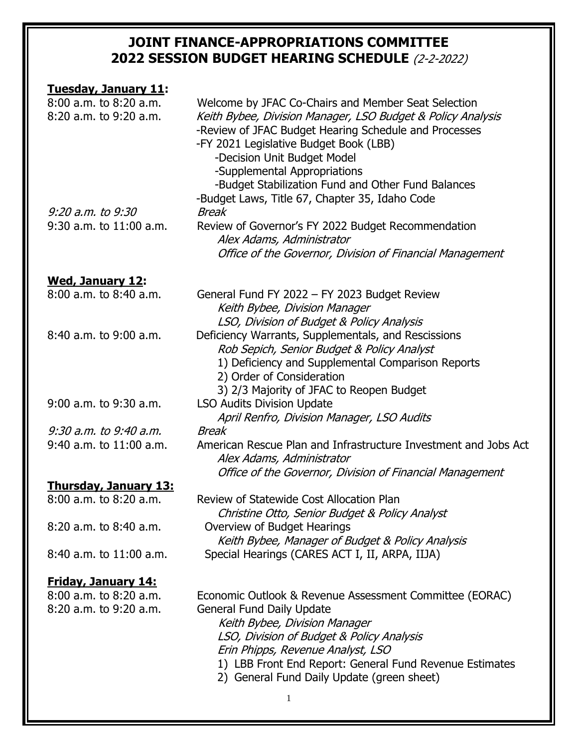# JOINT FINANCE-APPROPRIATIONS COMMITTEE
# 2022 SESSION BUDGET HEARING SCHEDULE *(2-2-2022)*

**Tuesday, January 11:**

| | |
|---|---|
| 8:00 a.m. to 8:20 a.m. | Welcome by JFAC Co-Chairs and Member Seat Selection |
| 8:20 a.m. to 9:20 a.m. | *Keith Bybee, Division Manager, LSO Budget & Policy Analysis* |
| | -Review of JFAC Budget Hearing Schedule and Processes |
| | -FY 2021 Legislative Budget Book (LBB) |
| | -Decision Unit Budget Model |
| | -Supplemental Appropriations |
| | -Budget Stabilization Fund and Other Fund Balances |
| | -Budget Laws, Title 67, Chapter 35, Idaho Code |
| *9:20 a.m. to 9:30* | *Break* |
| 9:30 a.m. to 11:00 a.m. | Review of Governor's FY 2022 Budget Recommendation |
| | *Alex Adams, Administrator* |
| | *Office of the Governor, Division of Financial Management* |

**Wed, January 12:**

| | |
|---|---|
| 8:00 a.m. to 8:40 a.m. | General Fund FY 2022 – FY 2023 Budget Review |
| | *Keith Bybee, Division Manager* |
| | *LSO, Division of Budget & Policy Analysis* |
| 8:40 a.m. to 9:00 a.m. | Deficiency Warrants, Supplementals, and Rescissions |
| | *Rob Sepich, Senior Budget & Policy Analyst* |
| | 1) Deficiency and Supplemental Comparison Reports |
| | 2) Order of Consideration |
| | 3) 2/3 Majority of JFAC to Reopen Budget |
| 9:00 a.m. to 9:30 a.m. | LSO Audits Division Update |
| | *April Renfro, Division Manager, LSO Audits* |
| *9:30 a.m. to 9:40 a.m.* | *Break* |
| 9:40 a.m. to 11:00 a.m. | American Rescue Plan and Infrastructure Investment and Jobs Act |
| | *Alex Adams, Administrator* |
| | *Office of the Governor, Division of Financial Management* |

**Thursday, January 13:**

| | |
|---|---|
| 8:00 a.m. to 8:20 a.m. | Review of Statewide Cost Allocation Plan |
| | *Christine Otto, Senior Budget & Policy Analyst* |
| 8:20 a.m. to 8:40 a.m. | Overview of Budget Hearings |
| | *Keith Bybee, Manager of Budget & Policy Analysis* |
| 8:40 a.m. to 11:00 a.m. | Special Hearings (CARES ACT I, II, ARPA, IIJA) |

**Friday, January 14:**

| | |
|---|---|
| 8:00 a.m. to 8:20 a.m. | Economic Outlook & Revenue Assessment Committee (EORAC) |
| 8:20 a.m. to 9:20 a.m. | General Fund Daily Update |
| | *Keith Bybee, Division Manager* |
| | *LSO, Division of Budget & Policy Analysis* |
| | *Erin Phipps, Revenue Analyst, LSO* |
| | 1) LBB Front End Report: General Fund Revenue Estimates |
| | 2) General Fund Daily Update (green sheet) |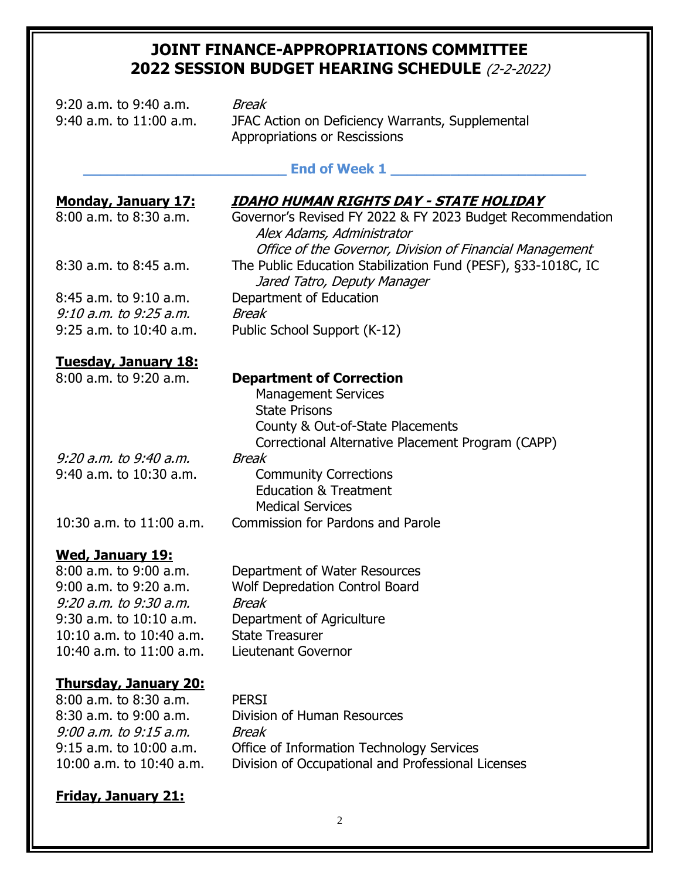# JOINT FINANCE-APPROPRIATIONS COMMITTEE
# 2022 SESSION BUDGET HEARING SCHEDULE *(2-2-2022)*

| | |
|---|---|
| 9:20 a.m. to 9:40 a.m. | *Break* |
| 9:40 a.m. to 11:00 a.m. | JFAC Action on Deficiency Warrants, Supplemental Appropriations or Rescissions |

**\_\_\_\_\_\_\_\_\_\_\_\_\_\_\_\_\_\_\_\_\_\_\_\_ End of Week 1 \_\_\_\_\_\_\_\_\_\_\_\_\_\_\_\_\_\_\_\_\_\_\_\_**

**Monday, January 17:** ***IDAHO HUMAN RIGHTS DAY - STATE HOLIDAY***

| | |
|---|---|
| 8:00 a.m. to 8:30 a.m. | Governor's Revised FY 2022 & FY 2023 Budget Recommendation<br>*Alex Adams, Administrator*<br>*Office of the Governor, Division of Financial Management* |
| 8:30 a.m. to 8:45 a.m. | The Public Education Stabilization Fund (PESF), §33-1018C, IC<br>*Jared Tatro, Deputy Manager* |
| 8:45 a.m. to 9:10 a.m. | Department of Education |
| *9:10 a.m. to 9:25 a.m.* | *Break* |
| 9:25 a.m. to 10:40 a.m. | Public School Support (K-12) |

**Tuesday, January 18:**

| | |
|---|---|
| 8:00 a.m. to 9:20 a.m. | **Department of Correction**<br>Management Services<br>State Prisons<br>County & Out-of-State Placements<br>Correctional Alternative Placement Program (CAPP) |
| *9:20 a.m. to 9:40 a.m.* | *Break* |
| 9:40 a.m. to 10:30 a.m. | Community Corrections<br>Education & Treatment<br>Medical Services |
| 10:30 a.m. to 11:00 a.m. | Commission for Pardons and Parole |

**Wed, January 19:**

| | |
|---|---|
| 8:00 a.m. to 9:00 a.m. | Department of Water Resources |
| 9:00 a.m. to 9:20 a.m. | Wolf Depredation Control Board |
| *9:20 a.m. to 9:30 a.m.* | *Break* |
| 9:30 a.m. to 10:10 a.m. | Department of Agriculture |
| 10:10 a.m. to 10:40 a.m. | State Treasurer |
| 10:40 a.m. to 11:00 a.m. | Lieutenant Governor |

**Thursday, January 20:**

| | |
|---|---|
| 8:00 a.m. to 8:30 a.m. | PERSI |
| 8:30 a.m. to 9:00 a.m. | Division of Human Resources |
| *9:00 a.m. to 9:15 a.m.* | *Break* |
| 9:15 a.m. to 10:00 a.m. | Office of Information Technology Services |
| 10:00 a.m. to 10:40 a.m. | Division of Occupational and Professional Licenses |

**Friday, January 21:**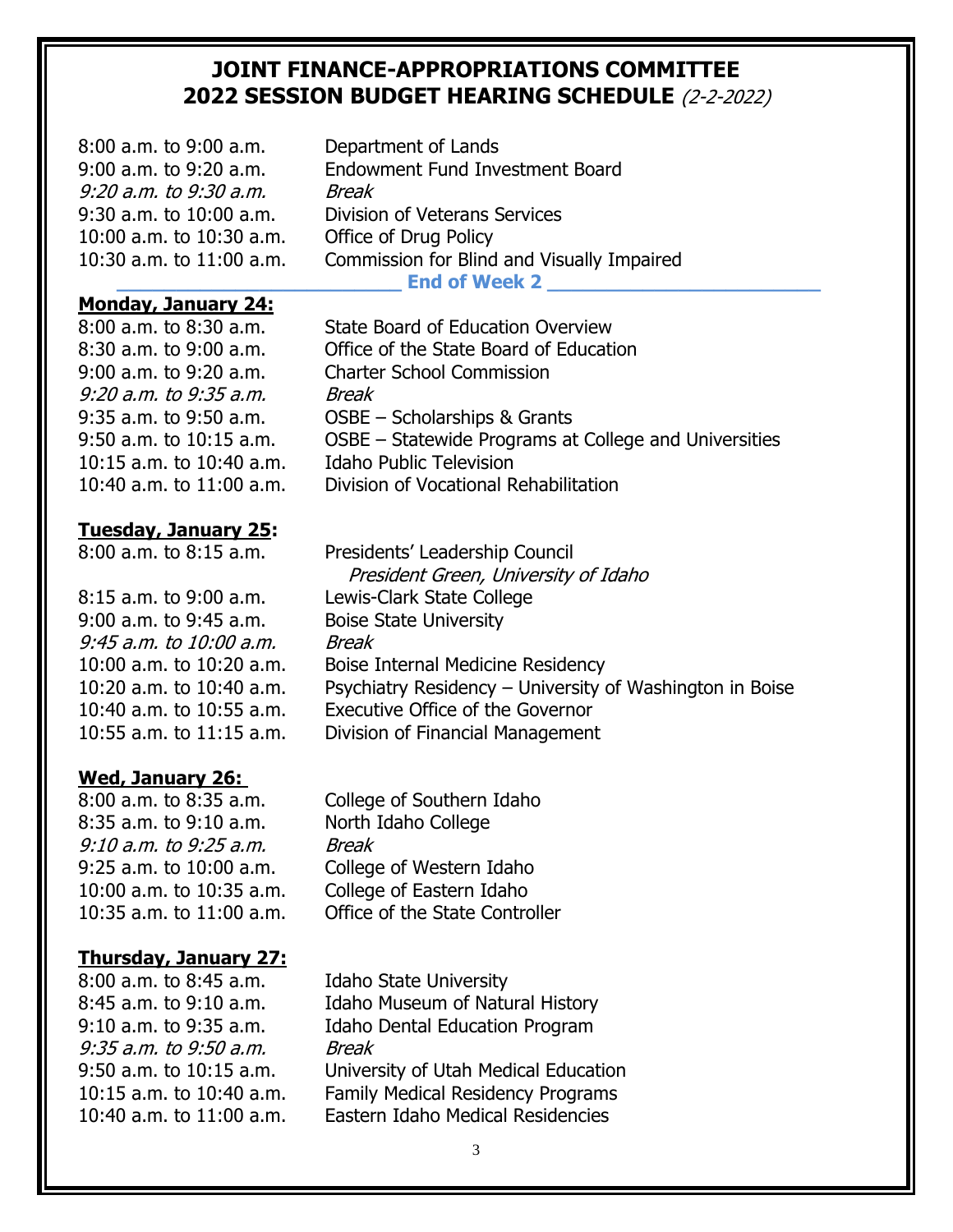# JOINT FINANCE-APPROPRIATIONS COMMITTEE
# 2022 SESSION BUDGET HEARING SCHEDULE *(2-2-2022)*

| | |
|---|---|
| 8:00 a.m. to 9:00 a.m. | Department of Lands |
| 9:00 a.m. to 9:20 a.m. | Endowment Fund Investment Board |
| *9:20 a.m. to 9:30 a.m.* | *Break* |
| 9:30 a.m. to 10:00 a.m. | Division of Veterans Services |
| 10:00 a.m. to 10:30 a.m. | Office of Drug Policy |
| 10:30 a.m. to 11:00 a.m. | Commission for Blind and Visually Impaired |

**End of Week 2**

**Monday, January 24:**

| | |
|---|---|
| 8:00 a.m. to 8:30 a.m. | State Board of Education Overview |
| 8:30 a.m. to 9:00 a.m. | Office of the State Board of Education |
| 9:00 a.m. to 9:20 a.m. | Charter School Commission |
| *9:20 a.m. to 9:35 a.m.* | *Break* |
| 9:35 a.m. to 9:50 a.m. | OSBE – Scholarships & Grants |
| 9:50 a.m. to 10:15 a.m. | OSBE – Statewide Programs at College and Universities |
| 10:15 a.m. to 10:40 a.m. | Idaho Public Television |
| 10:40 a.m. to 11:00 a.m. | Division of Vocational Rehabilitation |

**Tuesday, January 25:**

| | |
|---|---|
| 8:00 a.m. to 8:15 a.m. | Presidents' Leadership Council *President Green, University of Idaho* |
| 8:15 a.m. to 9:00 a.m. | Lewis-Clark State College |
| 9:00 a.m. to 9:45 a.m. | Boise State University |
| *9:45 a.m. to 10:00 a.m.* | *Break* |
| 10:00 a.m. to 10:20 a.m. | Boise Internal Medicine Residency |
| 10:20 a.m. to 10:40 a.m. | Psychiatry Residency – University of Washington in Boise |
| 10:40 a.m. to 10:55 a.m. | Executive Office of the Governor |
| 10:55 a.m. to 11:15 a.m. | Division of Financial Management |

**Wed, January 26:**

| | |
|---|---|
| 8:00 a.m. to 8:35 a.m. | College of Southern Idaho |
| 8:35 a.m. to 9:10 a.m. | North Idaho College |
| *9:10 a.m. to 9:25 a.m.* | *Break* |
| 9:25 a.m. to 10:00 a.m. | College of Western Idaho |
| 10:00 a.m. to 10:35 a.m. | College of Eastern Idaho |
| 10:35 a.m. to 11:00 a.m. | Office of the State Controller |

**Thursday, January 27:**

| | |
|---|---|
| 8:00 a.m. to 8:45 a.m. | Idaho State University |
| 8:45 a.m. to 9:10 a.m. | Idaho Museum of Natural History |
| 9:10 a.m. to 9:35 a.m. | Idaho Dental Education Program |
| *9:35 a.m. to 9:50 a.m.* | *Break* |
| 9:50 a.m. to 10:15 a.m. | University of Utah Medical Education |
| 10:15 a.m. to 10:40 a.m. | Family Medical Residency Programs |
| 10:40 a.m. to 11:00 a.m. | Eastern Idaho Medical Residencies |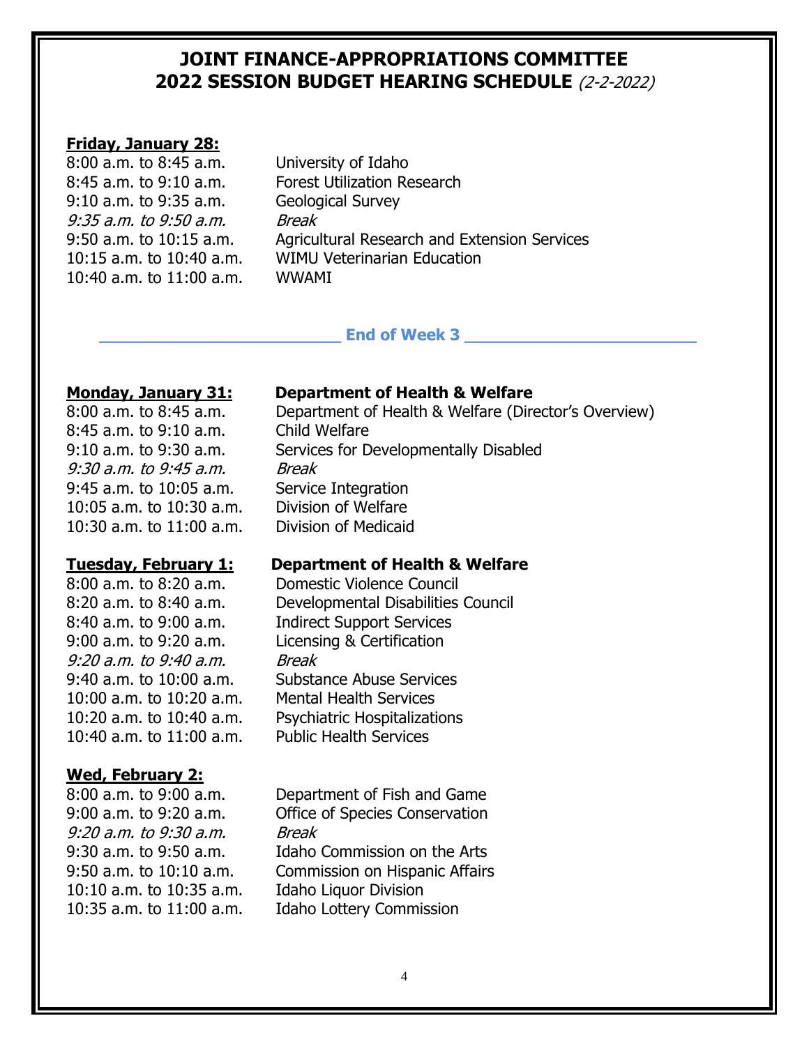# JOINT FINANCE-APPROPRIATIONS COMMITTEE
# 2022 SESSION BUDGET HEARING SCHEDULE *(2-2-2022)*

**Friday, January 28:**

| | |
|---|---|
| 8:00 a.m. to 8:45 a.m. | University of Idaho |
| 8:45 a.m. to 9:10 a.m. | Forest Utilization Research |
| 9:10 a.m. to 9:35 a.m. | Geological Survey |
| *9:35 a.m. to 9:50 a.m.* | *Break* |
| 9:50 a.m. to 10:15 a.m. | Agricultural Research and Extension Services |
| 10:15 a.m. to 10:40 a.m. | WIMU Veterinarian Education |
| 10:40 a.m. to 11:00 a.m. | WWAMI |

**End of Week 3**

**Monday, January 31:** **Department of Health & Welfare**

| | |
|---|---|
| 8:00 a.m. to 8:45 a.m. | Department of Health & Welfare (Director's Overview) |
| 8:45 a.m. to 9:10 a.m. | Child Welfare |
| 9:10 a.m. to 9:30 a.m. | Services for Developmentally Disabled |
| *9:30 a.m. to 9:45 a.m.* | *Break* |
| 9:45 a.m. to 10:05 a.m. | Service Integration |
| 10:05 a.m. to 10:30 a.m. | Division of Welfare |
| 10:30 a.m. to 11:00 a.m. | Division of Medicaid |

**Tuesday, February 1:** **Department of Health & Welfare**

| | |
|---|---|
| 8:00 a.m. to 8:20 a.m. | Domestic Violence Council |
| 8:20 a.m. to 8:40 a.m. | Developmental Disabilities Council |
| 8:40 a.m. to 9:00 a.m. | Indirect Support Services |
| 9:00 a.m. to 9:20 a.m. | Licensing & Certification |
| *9:20 a.m. to 9:40 a.m.* | *Break* |
| 9:40 a.m. to 10:00 a.m. | Substance Abuse Services |
| 10:00 a.m. to 10:20 a.m. | Mental Health Services |
| 10:20 a.m. to 10:40 a.m. | Psychiatric Hospitalizations |
| 10:40 a.m. to 11:00 a.m. | Public Health Services |

**Wed, February 2:**

| | |
|---|---|
| 8:00 a.m. to 9:00 a.m. | Department of Fish and Game |
| 9:00 a.m. to 9:20 a.m. | Office of Species Conservation |
| *9:20 a.m. to 9:30 a.m.* | *Break* |
| 9:30 a.m. to 9:50 a.m. | Idaho Commission on the Arts |
| 9:50 a.m. to 10:10 a.m. | Commission on Hispanic Affairs |
| 10:10 a.m. to 10:35 a.m. | Idaho Liquor Division |
| 10:35 a.m. to 11:00 a.m. | Idaho Lottery Commission |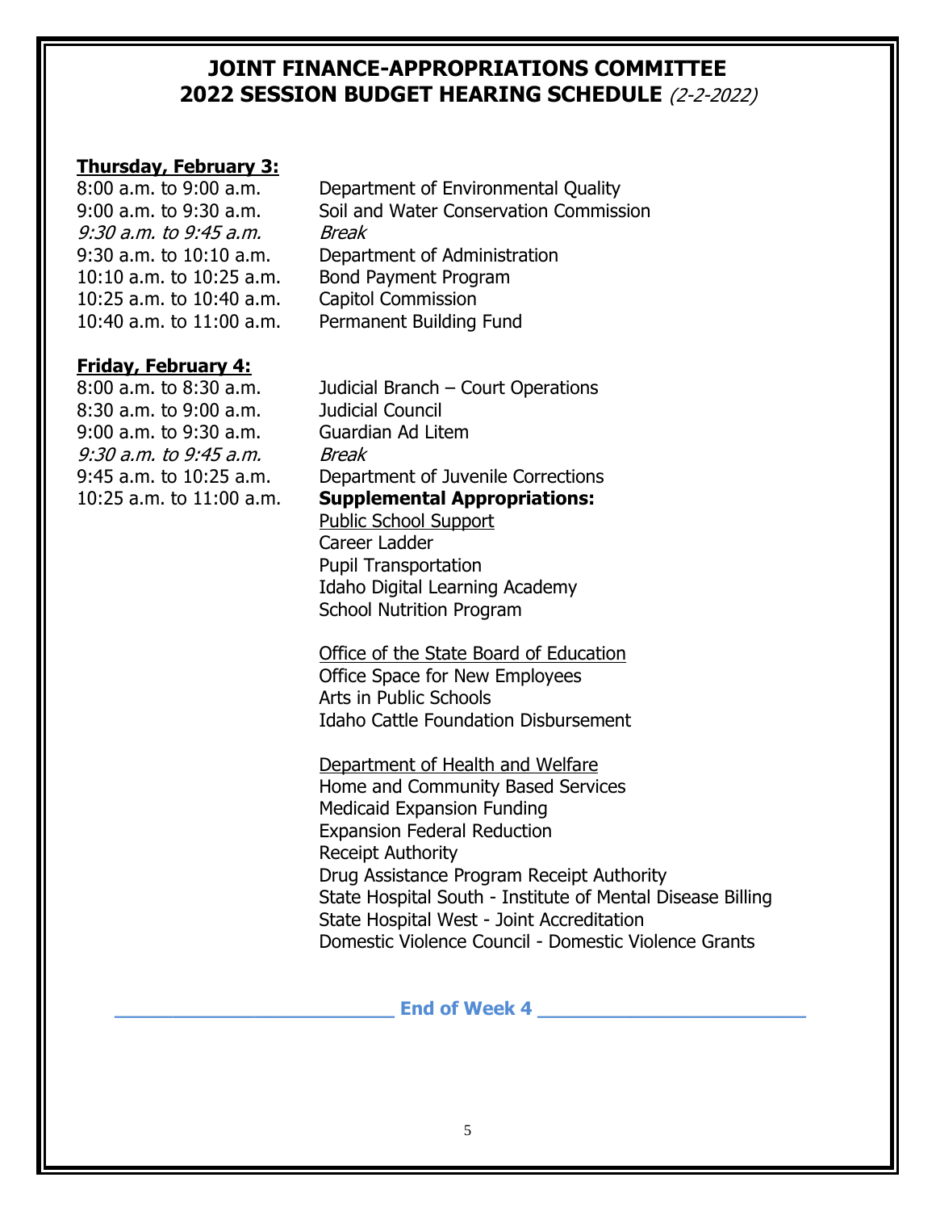# JOINT FINANCE-APPROPRIATIONS COMMITTEE
# 2022 SESSION BUDGET HEARING SCHEDULE *(2-2-2022)*

**<u>Thursday, February 3:</u>**

| | |
|---|---|
| 8:00 a.m. to 9:00 a.m. | Department of Environmental Quality |
| 9:00 a.m. to 9:30 a.m. | Soil and Water Conservation Commission |
| *9:30 a.m. to 9:45 a.m.* | *Break* |
| 9:30 a.m. to 10:10 a.m. | Department of Administration |
| 10:10 a.m. to 10:25 a.m. | Bond Payment Program |
| 10:25 a.m. to 10:40 a.m. | Capitol Commission |
| 10:40 a.m. to 11:00 a.m. | Permanent Building Fund |

**<u>Friday, February 4:</u>**

| | |
|---|---|
| 8:00 a.m. to 8:30 a.m. | Judicial Branch – Court Operations |
| 8:30 a.m. to 9:00 a.m. | Judicial Council |
| 9:00 a.m. to 9:30 a.m. | Guardian Ad Litem |
| *9:30 a.m. to 9:45 a.m.* | *Break* |
| 9:45 a.m. to 10:25 a.m. | Department of Juvenile Corrections |
| 10:25 a.m. to 11:00 a.m. | **Supplemental Appropriations:** |

<u>Public School Support</u>
Career Ladder
Pupil Transportation
Idaho Digital Learning Academy
School Nutrition Program

<u>Office of the State Board of Education</u>
Office Space for New Employees
Arts in Public Schools
Idaho Cattle Foundation Disbursement

<u>Department of Health and Welfare</u>
Home and Community Based Services
Medicaid Expansion Funding
Expansion Federal Reduction
Receipt Authority
Drug Assistance Program Receipt Authority
State Hospital South - Institute of Mental Disease Billing
State Hospital West - Joint Accreditation
Domestic Violence Council - Domestic Violence Grants

**End of Week 4**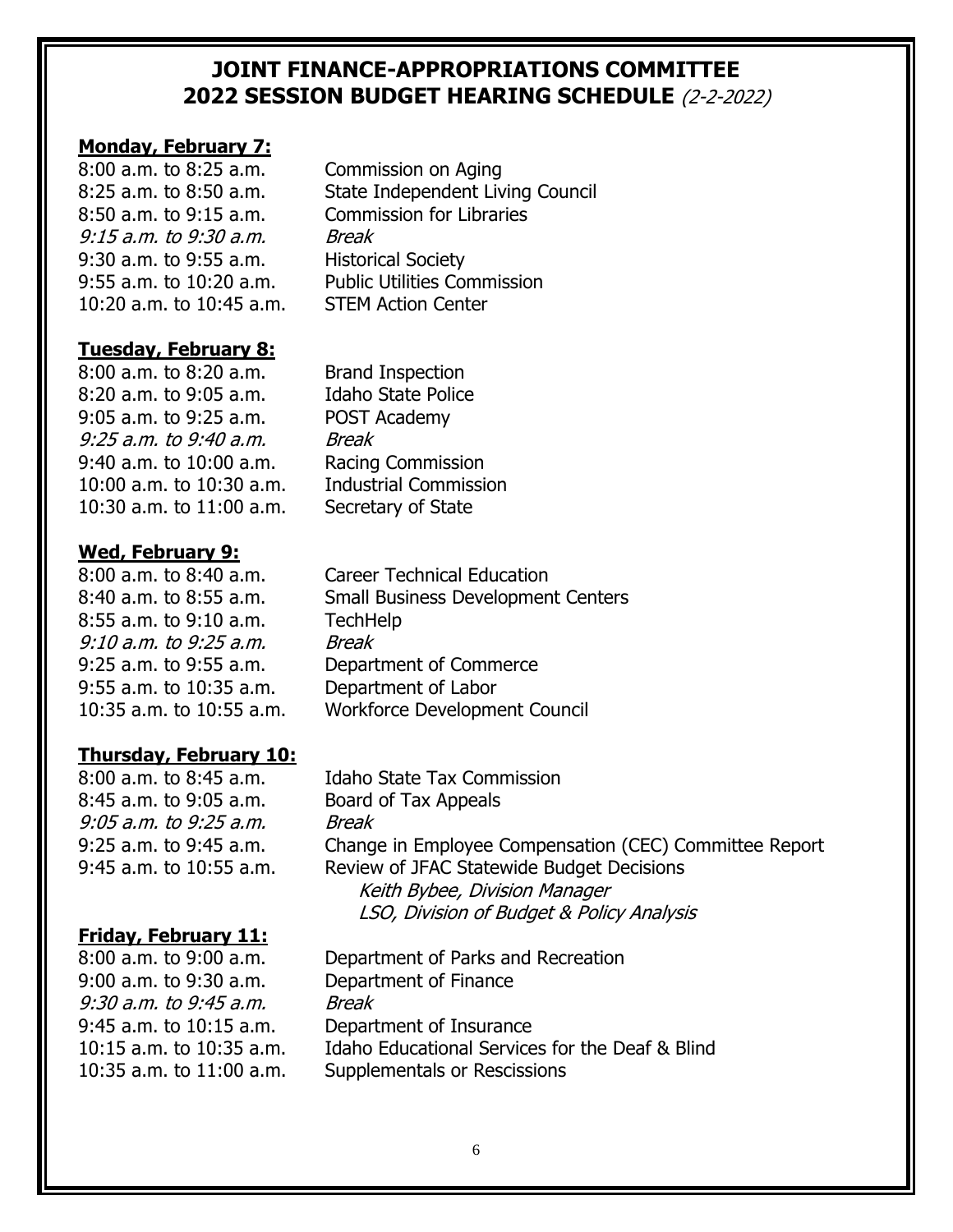# JOINT FINANCE-APPROPRIATIONS COMMITTEE
# 2022 SESSION BUDGET HEARING SCHEDULE *(2-2-2022)*

**Monday, February 7:**

| | |
|---|---|
| 8:00 a.m. to 8:25 a.m. | Commission on Aging |
| 8:25 a.m. to 8:50 a.m. | State Independent Living Council |
| 8:50 a.m. to 9:15 a.m. | Commission for Libraries |
| *9:15 a.m. to 9:30 a.m.* | *Break* |
| 9:30 a.m. to 9:55 a.m. | Historical Society |
| 9:55 a.m. to 10:20 a.m. | Public Utilities Commission |
| 10:20 a.m. to 10:45 a.m. | STEM Action Center |

**Tuesday, February 8:**

| | |
|---|---|
| 8:00 a.m. to 8:20 a.m. | Brand Inspection |
| 8:20 a.m. to 9:05 a.m. | Idaho State Police |
| 9:05 a.m. to 9:25 a.m. | POST Academy |
| *9:25 a.m. to 9:40 a.m.* | *Break* |
| 9:40 a.m. to 10:00 a.m. | Racing Commission |
| 10:00 a.m. to 10:30 a.m. | Industrial Commission |
| 10:30 a.m. to 11:00 a.m. | Secretary of State |

**Wed, February 9:**

| | |
|---|---|
| 8:00 a.m. to 8:40 a.m. | Career Technical Education |
| 8:40 a.m. to 8:55 a.m. | Small Business Development Centers |
| 8:55 a.m. to 9:10 a.m. | TechHelp |
| *9:10 a.m. to 9:25 a.m.* | *Break* |
| 9:25 a.m. to 9:55 a.m. | Department of Commerce |
| 9:55 a.m. to 10:35 a.m. | Department of Labor |
| 10:35 a.m. to 10:55 a.m. | Workforce Development Council |

**Thursday, February 10:**

| | |
|---|---|
| 8:00 a.m. to 8:45 a.m. | Idaho State Tax Commission |
| 8:45 a.m. to 9:05 a.m. | Board of Tax Appeals |
| *9:05 a.m. to 9:25 a.m.* | *Break* |
| 9:25 a.m. to 9:45 a.m. | Change in Employee Compensation (CEC) Committee Report |
| 9:45 a.m. to 10:55 a.m. | Review of JFAC Statewide Budget Decisions<br>*Keith Bybee, Division Manager*<br>*LSO, Division of Budget & Policy Analysis* |

**Friday, February 11:**

| | |
|---|---|
| 8:00 a.m. to 9:00 a.m. | Department of Parks and Recreation |
| 9:00 a.m. to 9:30 a.m. | Department of Finance |
| *9:30 a.m. to 9:45 a.m.* | *Break* |
| 9:45 a.m. to 10:15 a.m. | Department of Insurance |
| 10:15 a.m. to 10:35 a.m. | Idaho Educational Services for the Deaf & Blind |
| 10:35 a.m. to 11:00 a.m. | Supplementals or Rescissions |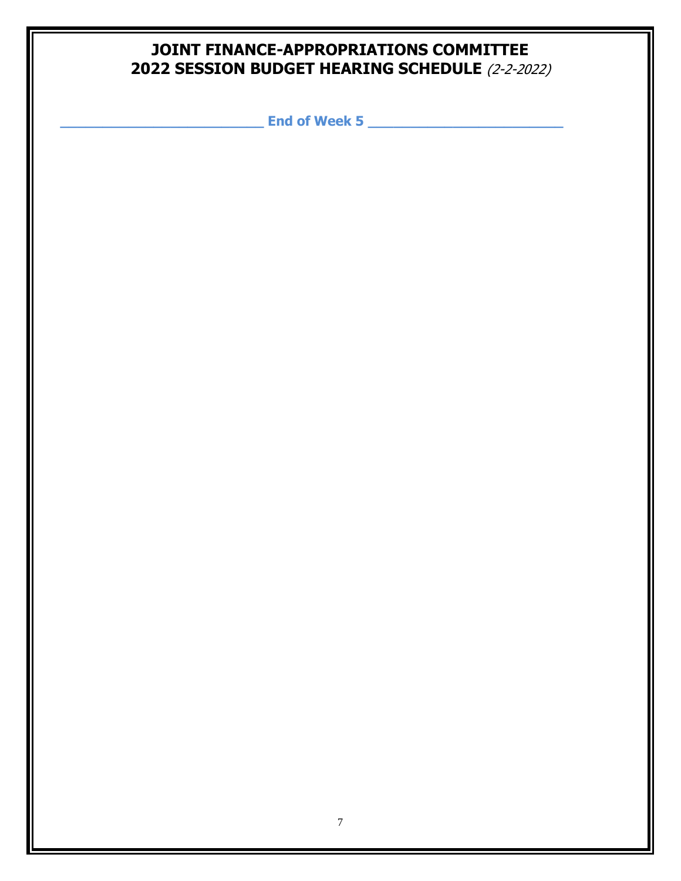# JOINT FINANCE-APPROPRIATIONS COMMITTEE
# 2022 SESSION BUDGET HEARING SCHEDULE *(2-2-2022)*

**_________________________ End of Week 5 _________________________**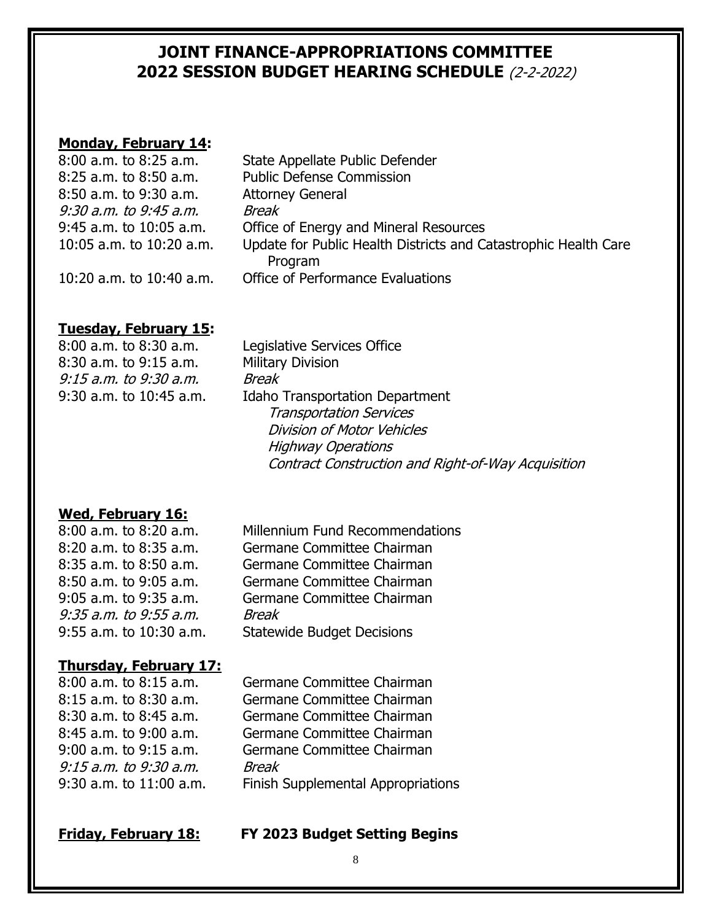# JOINT FINANCE-APPROPRIATIONS COMMITTEE
# 2022 SESSION BUDGET HEARING SCHEDULE *(2-2-2022)*

**Monday, February 14:**

| | |
|---|---|
| 8:00 a.m. to 8:25 a.m. | State Appellate Public Defender |
| 8:25 a.m. to 8:50 a.m. | Public Defense Commission |
| 8:50 a.m. to 9:30 a.m. | Attorney General |
| *9:30 a.m. to 9:45 a.m.* | *Break* |
| 9:45 a.m. to 10:05 a.m. | Office of Energy and Mineral Resources |
| 10:05 a.m. to 10:20 a.m. | Update for Public Health Districts and Catastrophic Health Care Program |
| 10:20 a.m. to 10:40 a.m. | Office of Performance Evaluations |

**Tuesday, February 15:**

| | |
|---|---|
| 8:00 a.m. to 8:30 a.m. | Legislative Services Office |
| 8:30 a.m. to 9:15 a.m. | Military Division |
| *9:15 a.m. to 9:30 a.m.* | *Break* |
| 9:30 a.m. to 10:45 a.m. | Idaho Transportation Department<br>*Transportation Services*<br>*Division of Motor Vehicles*<br>*Highway Operations*<br>*Contract Construction and Right-of-Way Acquisition* |

**Wed, February 16:**

| | |
|---|---|
| 8:00 a.m. to 8:20 a.m. | Millennium Fund Recommendations |
| 8:20 a.m. to 8:35 a.m. | Germane Committee Chairman |
| 8:35 a.m. to 8:50 a.m. | Germane Committee Chairman |
| 8:50 a.m. to 9:05 a.m. | Germane Committee Chairman |
| 9:05 a.m. to 9:35 a.m. | Germane Committee Chairman |
| *9:35 a.m. to 9:55 a.m.* | *Break* |
| 9:55 a.m. to 10:30 a.m. | Statewide Budget Decisions |

**Thursday, February 17:**

| | |
|---|---|
| 8:00 a.m. to 8:15 a.m. | Germane Committee Chairman |
| 8:15 a.m. to 8:30 a.m. | Germane Committee Chairman |
| 8:30 a.m. to 8:45 a.m. | Germane Committee Chairman |
| 8:45 a.m. to 9:00 a.m. | Germane Committee Chairman |
| 9:00 a.m. to 9:15 a.m. | Germane Committee Chairman |
| *9:15 a.m. to 9:30 a.m.* | *Break* |
| 9:30 a.m. to 11:00 a.m. | Finish Supplemental Appropriations |

**Friday, February 18:** **FY 2023 Budget Setting Begins**